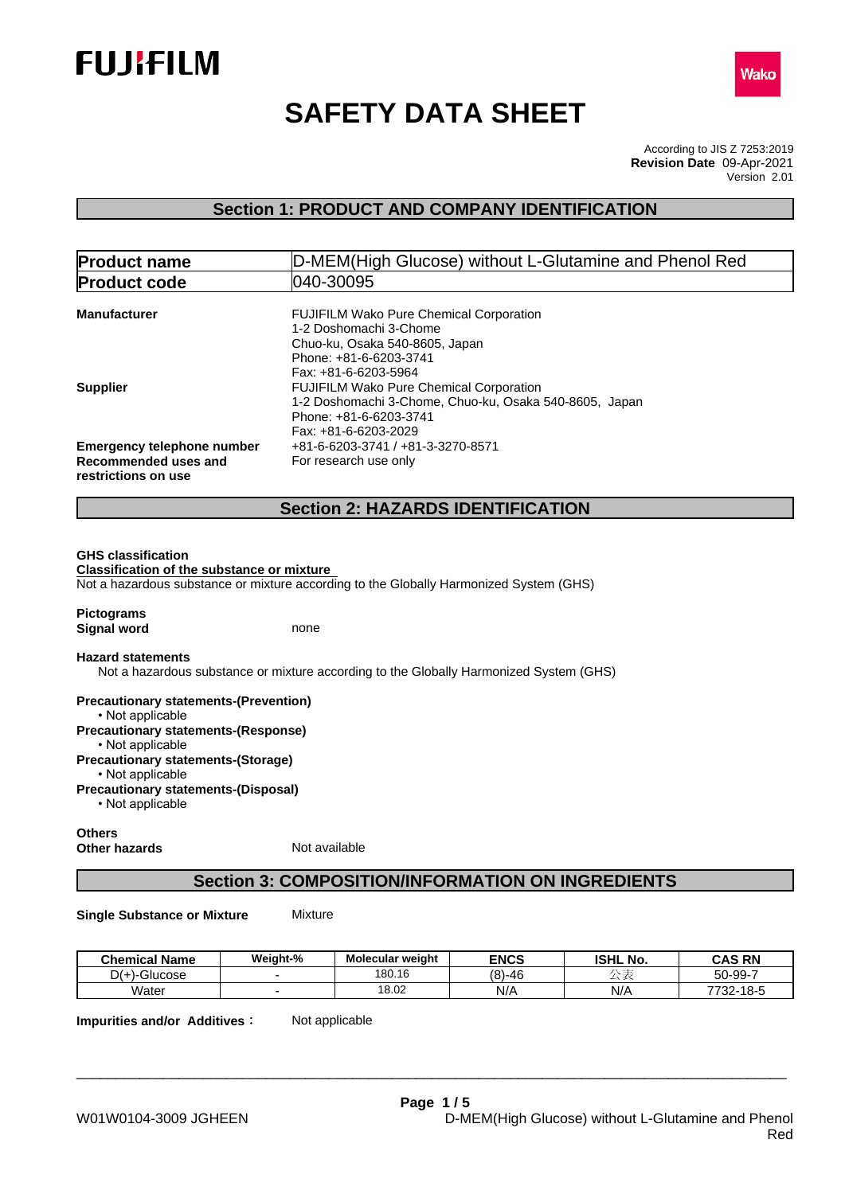FUJIFILM

Wako

# SAFETY DATA SHEET

According to JIS Z 7253:2019
**Revision Date** 09-Apr-2021
Version 2.01

## Section 1: PRODUCT AND COMPANY IDENTIFICATION

| | |
|---|---|
| **Product name** | D-MEM(High Glucose) without L-Glutamine and Phenol Red |
| **Product code** | 040-30095 |

**Manufacturer**
FUJIFILM Wako Pure Chemical Corporation
1-2 Doshomachi 3-Chome
Chuo-ku, Osaka 540-8605, Japan
Phone: +81-6-6203-3741
Fax: +81-6-6203-5964

**Supplier**
FUJIFILM Wako Pure Chemical Corporation
1-2 Doshomachi 3-Chome, Chuo-ku, Osaka 540-8605, Japan
Phone: +81-6-6203-3741
Fax: +81-6-6203-2029

**Emergency telephone number** +81-6-6203-3741 / +81-3-3270-8571

**Recommended uses and restrictions on use** For research use only

## Section 2: HAZARDS IDENTIFICATION

**GHS classification**

**Classification of the substance or mixture**

Not a hazardous substance or mixture according to the Globally Harmonized System (GHS)

**Pictograms**

**Signal word** none

**Hazard statements**

Not a hazardous substance or mixture according to the Globally Harmonized System (GHS)

**Precautionary statements-(Prevention)**
- Not applicable

**Precautionary statements-(Response)**
- Not applicable

**Precautionary statements-(Storage)**
- Not applicable

**Precautionary statements-(Disposal)**
- Not applicable

**Others**

**Other hazards** Not available

## Section 3: COMPOSITION/INFORMATION ON INGREDIENTS

**Single Substance or Mixture** Mixture

| Chemical Name | Weight-% | Molecular weight | ENCS | ISHL No. | CAS RN |
|---|---|---|---|---|---|
| D(+)-Glucose | - | 180.16 | (8)-46 | 公表 | 50-99-7 |
| Water | - | 18.02 | N/A | N/A | 7732-18-5 |

**Impurities and/or Additives**： Not applicable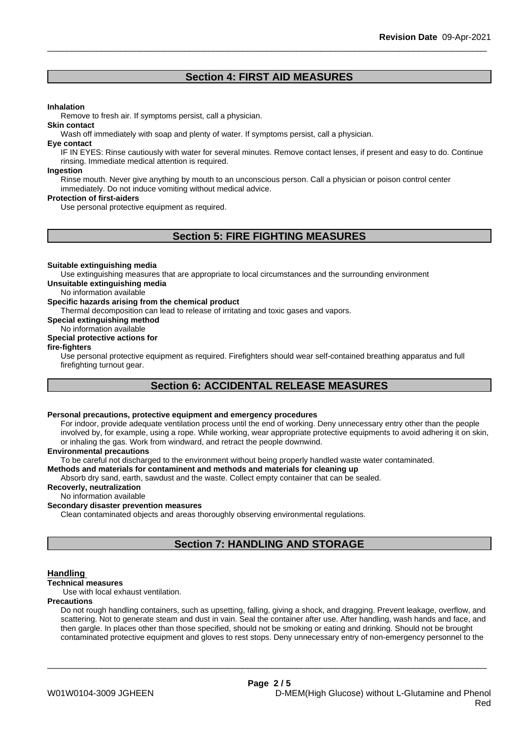## Section 4: FIRST AID MEASURES

**Inhalation**

Remove to fresh air. If symptoms persist, call a physician.

**Skin contact**

Wash off immediately with soap and plenty of water. If symptoms persist, call a physician.

**Eye contact**

IF IN EYES: Rinse cautiously with water for several minutes. Remove contact lenses, if present and easy to do. Continue rinsing. Immediate medical attention is required.

**Ingestion**

Rinse mouth. Never give anything by mouth to an unconscious person. Call a physician or poison control center immediately. Do not induce vomiting without medical advice.

**Protection of first-aiders**

Use personal protective equipment as required.

## Section 5: FIRE FIGHTING MEASURES

**Suitable extinguishing media**

Use extinguishing measures that are appropriate to local circumstances and the surrounding environment

**Unsuitable extinguishing media**

No information available

**Specific hazards arising from the chemical product**

Thermal decomposition can lead to release of irritating and toxic gases and vapors.

**Special extinguishing method**

No information available

**Special protective actions for fire-fighters**

Use personal protective equipment as required. Firefighters should wear self-contained breathing apparatus and full firefighting turnout gear.

## Section 6: ACCIDENTAL RELEASE MEASURES

**Personal precautions, protective equipment and emergency procedures**

For indoor, provide adequate ventilation process until the end of working. Deny unnecessary entry other than the people involved by, for example, using a rope. While working, wear appropriate protective equipments to avoid adhering it on skin, or inhaling the gas. Work from windward, and retract the people downwind.

**Environmental precautions**

To be careful not discharged to the environment without being properly handled waste water contaminated.

**Methods and materials for contaminent and methods and materials for cleaning up**

Absorb dry sand, earth, sawdust and the waste. Collect empty container that can be sealed.

**Recoverly, neutralization**

No information available

**Secondary disaster prevention measures**

Clean contaminated objects and areas thoroughly observing environmental regulations.

## Section 7: HANDLING AND STORAGE

### Handling

**Technical measures**

Use with local exhaust ventilation.

**Precautions**

Do not rough handling containers, such as upsetting, falling, giving a shock, and dragging. Prevent leakage, overflow, and scattering. Not to generate steam and dust in vain. Seal the container after use. After handling, wash hands and face, and then gargle. In places other than those specified, should not be smoking or eating and drinking. Should not be brought contaminated protective equipment and gloves to rest stops. Deny unnecessary entry of non-emergency personnel to the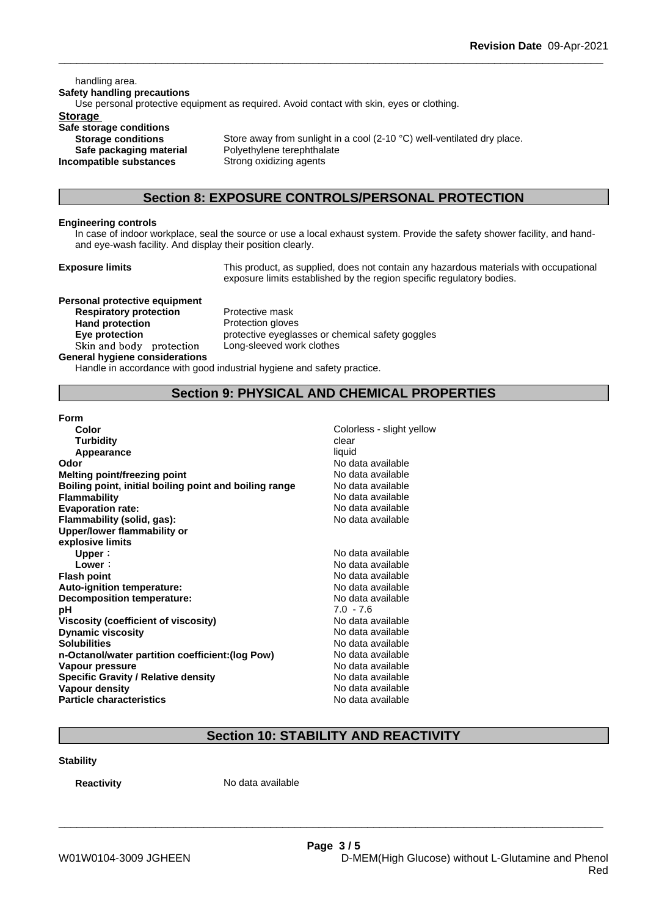handling area.

**Safety handling precautions**

Use personal protective equipment as required. Avoid contact with skin, eyes or clothing.

**Storage**

**Safe storage conditions**

| | |
|---|---|
| **Storage conditions** | Store away from sunlight in a cool (2-10 °C) well-ventilated dry place. |
| **Safe packaging material** | Polyethylene terephthalate |
| **Incompatible substances** | Strong oxidizing agents |

## Section 8: EXPOSURE CONTROLS/PERSONAL PROTECTION

**Engineering controls**

In case of indoor workplace, seal the source or use a local exhaust system. Provide the safety shower facility, and hand-and eye-wash facility. And display their position clearly.

| | |
|---|---|
| **Exposure limits** | This product, as supplied, does not contain any hazardous materials with occupational exposure limits established by the region specific regulatory bodies. |

**Personal protective equipment**

| | |
|---|---|
| **Respiratory protection** | Protective mask |
| **Hand protection** | Protection gloves |
| **Eye protection** | protective eyeglasses or chemical safety goggles |
| Skin and body protection | Long-sleeved work clothes |

**General hygiene considerations**

Handle in accordance with good industrial hygiene and safety practice.

## Section 9: PHYSICAL AND CHEMICAL PROPERTIES

| | |
|---|---|
| **Form** | |
| **Color** | Colorless - slight yellow |
| **Turbidity** | clear |
| **Appearance** | liquid |
| **Odor** | No data available |
| **Melting point/freezing point** | No data available |
| **Boiling point, initial boiling point and boiling range** | No data available |
| **Flammability** | No data available |
| **Evaporation rate:** | No data available |
| **Flammability (solid, gas):** | No data available |
| **Upper/lower flammability or explosive limits** | |
| **Upper：** | No data available |
| **Lower：** | No data available |
| **Flash point** | No data available |
| **Auto-ignition temperature:** | No data available |
| **Decomposition temperature:** | No data available |
| **pH** | 7.0 - 7.6 |
| **Viscosity (coefficient of viscosity)** | No data available |
| **Dynamic viscosity** | No data available |
| **Solubilities** | No data available |
| **n-Octanol/water partition coefficient:(log Pow)** | No data available |
| **Vapour pressure** | No data available |
| **Specific Gravity / Relative density** | No data available |
| **Vapour density** | No data available |
| **Particle characteristics** | No data available |

## Section 10: STABILITY AND REACTIVITY

**Stability**

| | |
|---|---|
| **Reactivity** | No data available |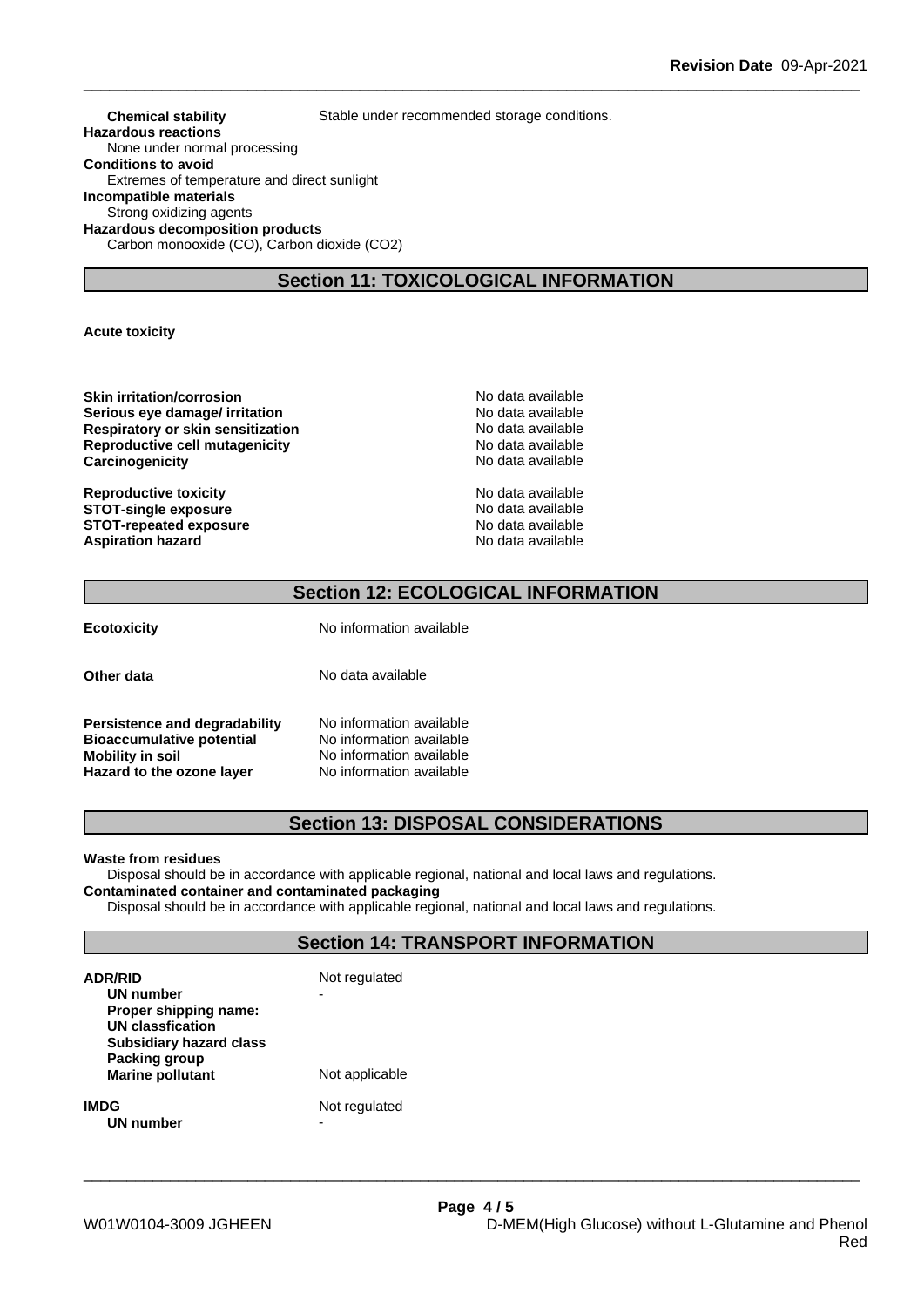**Chemical stability** Stable under recommended storage conditions.

**Hazardous reactions**

None under normal processing

**Conditions to avoid**

Extremes of temperature and direct sunlight

**Incompatible materials**

Strong oxidizing agents

**Hazardous decomposition products**

Carbon monooxide (CO), Carbon dioxide ($CO_2$)

## Section 11: TOXICOLOGICAL INFORMATION

**Acute toxicity**

| | |
|---|---|
| **Skin irritation/corrosion** | No data available |
| **Serious eye damage/ irritation** | No data available |
| **Respiratory or skin sensitization** | No data available |
| **Reproductive cell mutagenicity** | No data available |
| **Carcinogenicity** | No data available |
| **Reproductive toxicity** | No data available |
| **STOT-single exposure** | No data available |
| **STOT-repeated exposure** | No data available |
| **Aspiration hazard** | No data available |

## Section 12: ECOLOGICAL INFORMATION

| | |
|---|---|
| **Ecotoxicity** | No information available |
| **Other data** | No data available |
| **Persistence and degradability** | No information available |
| **Bioaccumulative potential** | No information available |
| **Mobility in soil** | No information available |
| **Hazard to the ozone layer** | No information available |

## Section 13: DISPOSAL CONSIDERATIONS

**Waste from residues**

Disposal should be in accordance with applicable regional, national and local laws and regulations.

**Contaminated container and contaminated packaging**

Disposal should be in accordance with applicable regional, national and local laws and regulations.

## Section 14: TRANSPORT INFORMATION

| | |
|---|---|
| **ADR/RID** | Not regulated |
| **UN number** | - |
| **Proper shipping name:** | |
| **UN classfication** | |
| **Subsidiary hazard class** | |
| **Packing group** | |
| **Marine pollutant** | Not applicable |
| **IMDG** | Not regulated |
| **UN number** | - |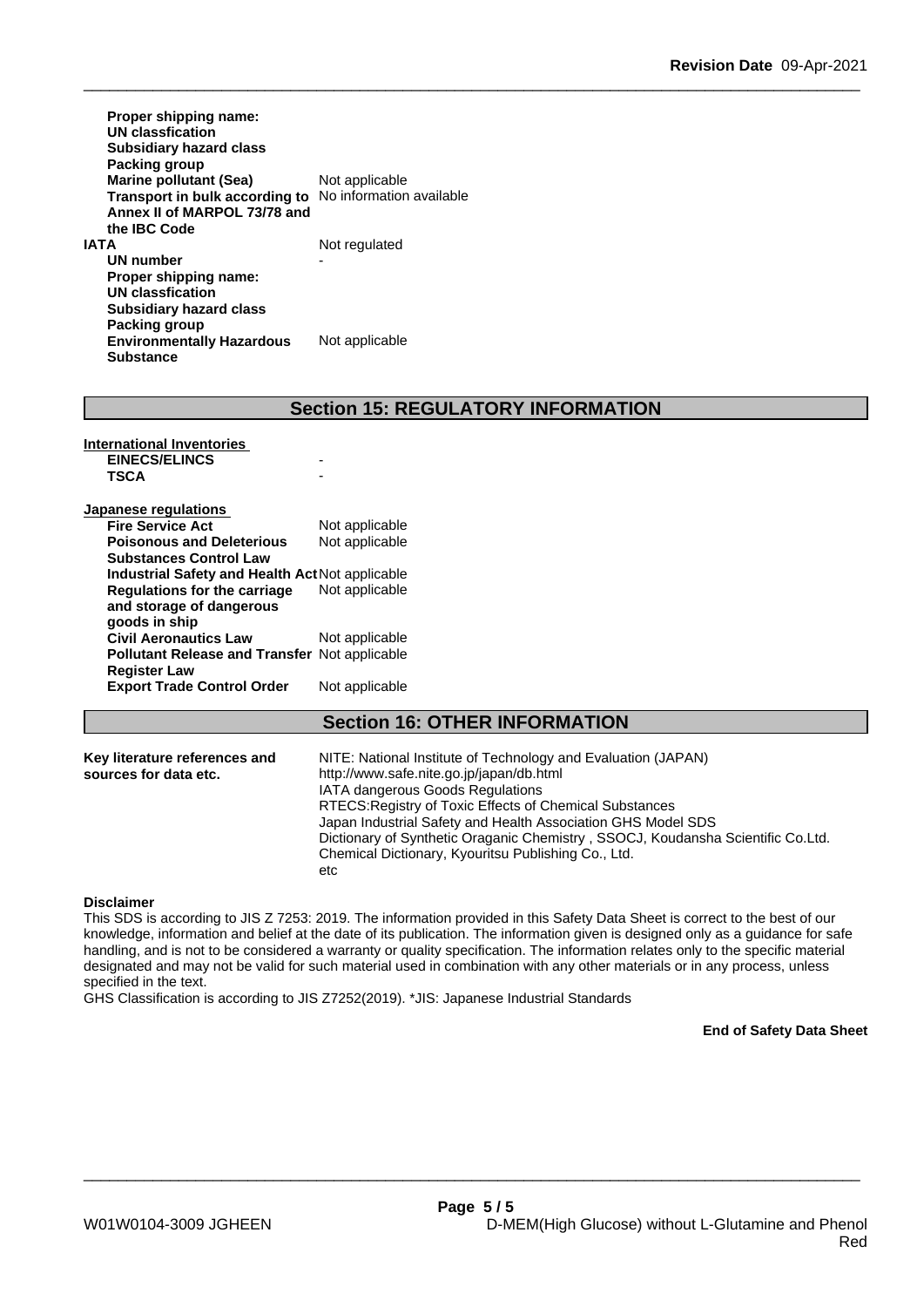| | |
|---|---|
| **Proper shipping name:** | |
| **UN classfication** | |
| **Subsidiary hazard class** | |
| **Packing group** | |
| **Marine pollutant (Sea)** | Not applicable |
| **Transport in bulk according to Annex II of MARPOL 73/78 and the IBC Code** | No information available |
| **IATA** | Not regulated |
| **UN number** | - |
| **Proper shipping name:** | |
| **UN classfication** | |
| **Subsidiary hazard class** | |
| **Packing group** | |
| **Environmentally Hazardous Substance** | Not applicable |

## Section 15: REGULATORY INFORMATION

**International Inventories**

| | |
|---|---|
| **EINECS/ELINCS** | - |
| **TSCA** | - |

**Japanese regulations**

| | |
|---|---|
| **Fire Service Act** | Not applicable |
| **Poisonous and Deleterious Substances Control Law** | Not applicable |
| **Industrial Safety and Health Act** | Not applicable |
| **Regulations for the carriage and storage of dangerous goods in ship** | Not applicable |
| **Civil Aeronautics Law** | Not applicable |
| **Pollutant Release and Transfer Register Law** | Not applicable |
| **Export Trade Control Order** | Not applicable |

## Section 16: OTHER INFORMATION

**Key literature references and sources for data etc.**

NITE: National Institute of Technology and Evaluation (JAPAN)
http://www.safe.nite.go.jp/japan/db.html
IATA dangerous Goods Regulations
RTECS:Registry of Toxic Effects of Chemical Substances
Japan Industrial Safety and Health Association GHS Model SDS
Dictionary of Synthetic Oraganic Chemistry , SSOCJ, Koudansha Scientific Co.Ltd.
Chemical Dictionary, Kyouritsu Publishing Co., Ltd.
etc

**Disclaimer**

This SDS is according to JIS Z 7253: 2019. The information provided in this Safety Data Sheet is correct to the best of our knowledge, information and belief at the date of its publication. The information given is designed only as a guidance for safe handling, and is not to be considered a warranty or quality specification. The information relates only to the specific material designated and may not be valid for such material used in combination with any other materials or in any process, unless specified in the text.

GHS Classification is according to JIS Z7252(2019). *JIS: Japanese Industrial Standards

**End of Safety Data Sheet**